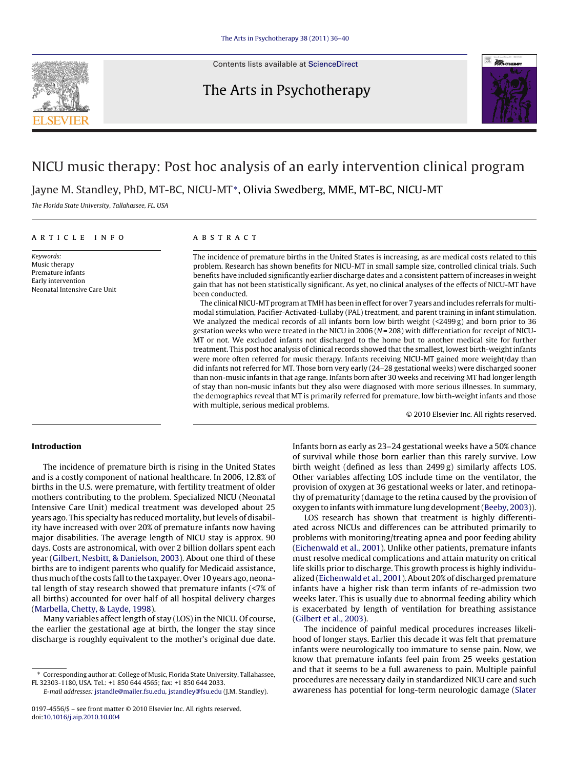# NICU music therapy: Post hoc analysis of an early intervention clinical program

Jayne M. Standley, PhD, MT-BC, NICU-MT*, Olivia Swedberg, MME, MT-BC, NICU-MT

*The Florida State University, Tallahassee, FL, USA*

## ARTICLE INFO

*Keywords:*
Music therapy
Premature infants
Early intervention
Neonatal Intensive Care Unit

## ABSTRACT

The incidence of premature births in the United States is increasing, as are medical costs related to this problem. Research has shown benefits for NICU-MT in small sample size, controlled clinical trials. Such benefits have included significantly earlier discharge dates and a consistent pattern of increases in weight gain that has not been statistically significant. As yet, no clinical analyses of the effects of NICU-MT have been conducted.

The clinical NICU-MT program at TMH has been in effect for over 7 years and includes referrals for multi-modal stimulation, Pacifier-Activated-Lullaby (PAL) treatment, and parent training in infant stimulation. We analyzed the medical records of all infants born low birth weight (<2499 g) and born prior to 36 gestation weeks who were treated in the NICU in 2006 ($N = 208$) with differentiation for receipt of NICU-MT or not. We excluded infants not discharged to the home but to another medical site for further treatment. This post hoc analysis of clinical records showed that the smallest, lowest birth-weight infants were more often referred for music therapy. Infants receiving NICU-MT gained more weight/day than did infants not referred for MT. Those born very early (24–28 gestational weeks) were discharged sooner than non-music infants in that age range. Infants born after 30 weeks and receiving MT had longer length of stay than non-music infants but they also were diagnosed with more serious illnesses. In summary, the demographics reveal that MT is primarily referred for premature, low birth-weight infants and those with multiple, serious medical problems.

© 2010 Elsevier Inc. All rights reserved.

## Introduction

The incidence of premature birth is rising in the United States and is a costly component of national healthcare. In 2006, 12.8% of births in the U.S. were premature, with fertility treatment of older mothers contributing to the problem. Specialized NICU (Neonatal Intensive Care Unit) medical treatment was developed about 25 years ago. This specialty has reduced mortality, but levels of disability have increased with over 20% of premature infants now having major disabilities. The average length of NICU stay is approx. 90 days. Costs are astronomical, with over 2 billion dollars spent each year (Gilbert, Nesbitt, & Danielson, 2003). About one third of these births are to indigent parents who qualify for Medicaid assistance, thus much of the costs fall to the taxpayer. Over 10 years ago, neonatal length of stay research showed that premature infants (<7% of all births) accounted for over half of all hospital delivery charges (Marbella, Chetty, & Layde, 1998).

Many variables affect length of stay (LOS) in the NICU. Of course, the earlier the gestational age at birth, the longer the stay since discharge is roughly equivalent to the mother's original due date. Infants born as early as 23–24 gestational weeks have a 50% chance of survival while those born earlier than this rarely survive. Low birth weight (defined as less than 2499 g) similarly affects LOS. Other variables affecting LOS include time on the ventilator, the provision of oxygen at 36 gestational weeks or later, and retinopathy of prematurity (damage to the retina caused by the provision of oxygen to infants with immature lung development (Beeby, 2003)).

LOS research has shown that treatment is highly differentiated across NICUs and differences can be attributed primarily to problems with monitoring/treating apnea and poor feeding ability (Eichenwald et al., 2001). Unlike other patients, premature infants must resolve medical complications and attain maturity on critical life skills prior to discharge. This growth process is highly individualized (Eichenwald et al., 2001). About 20% of discharged premature infants have a higher risk than term infants of re-admission two weeks later. This is usually due to abnormal feeding ability which is exacerbated by length of ventilation for breathing assistance (Gilbert et al., 2003).

The incidence of painful medical procedures increases likelihood of longer stays. Earlier this decade it was felt that premature infants were neurologically too immature to sense pain. Now, we know that premature infants feel pain from 25 weeks gestation and that it seems to be a full awareness to pain. Multiple painful procedures are necessary daily in standardized NICU care and such awareness has potential for long-term neurologic damage (Slater

---

* Corresponding author at: College of Music, Florida State University, Tallahassee, FL 32303-1180, USA. Tel.: +1 850 644 4565; fax: +1 850 644 2033.
*E-mail addresses:* jstandle@mailer.fsu.edu, jstandley@fsu.edu (J.M. Standley).

0197-4556/$ – see front matter © 2010 Elsevier Inc. All rights reserved.
doi:10.1016/j.aip.2010.10.004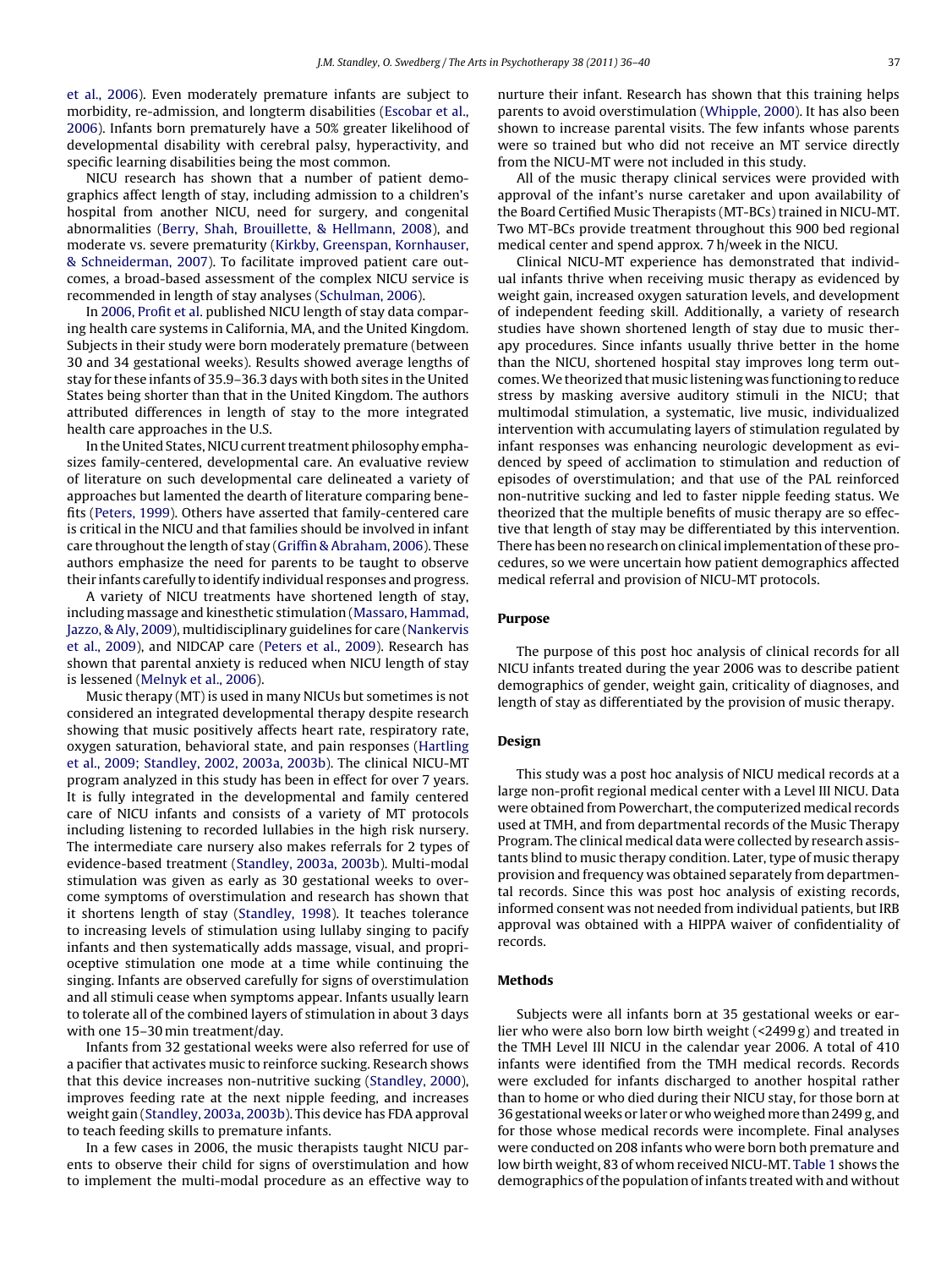et al., 2006). Even moderately premature infants are subject to morbidity, re-admission, and longterm disabilities (Escobar et al., 2006). Infants born prematurely have a 50% greater likelihood of developmental disability with cerebral palsy, hyperactivity, and specific learning disabilities being the most common.

NICU research has shown that a number of patient demographics affect length of stay, including admission to a children's hospital from another NICU, need for surgery, and congenital abnormalities (Berry, Shah, Brouillette, & Hellmann, 2008), and moderate vs. severe prematurity (Kirkby, Greenspan, Kornhauser, & Schneiderman, 2007). To facilitate improved patient care outcomes, a broad-based assessment of the complex NICU service is recommended in length of stay analyses (Schulman, 2006).

In 2006, Profit et al. published NICU length of stay data comparing health care systems in California, MA, and the United Kingdom. Subjects in their study were born moderately premature (between 30 and 34 gestational weeks). Results showed average lengths of stay for these infants of 35.9–36.3 days with both sites in the United States being shorter than that in the United Kingdom. The authors attributed differences in length of stay to the more integrated health care approaches in the U.S.

In the United States, NICU current treatment philosophy emphasizes family-centered, developmental care. An evaluative review of literature on such developmental care delineated a variety of approaches but lamented the dearth of literature comparing benefits (Peters, 1999). Others have asserted that family-centered care is critical in the NICU and that families should be involved in infant care throughout the length of stay (Griffin & Abraham, 2006). These authors emphasize the need for parents to be taught to observe their infants carefully to identify individual responses and progress.

A variety of NICU treatments have shortened length of stay, including massage and kinesthetic stimulation (Massaro, Hammad, Jazzo, & Aly, 2009), multidisciplinary guidelines for care (Nankervis et al., 2009), and NIDCAP care (Peters et al., 2009). Research has shown that parental anxiety is reduced when NICU length of stay is lessened (Melnyk et al., 2006).

Music therapy (MT) is used in many NICUs but sometimes is not considered an integrated developmental therapy despite research showing that music positively affects heart rate, respiratory rate, oxygen saturation, behavioral state, and pain responses (Hartling et al., 2009; Standley, 2002, 2003a, 2003b). The clinical NICU-MT program analyzed in this study has been in effect for over 7 years. It is fully integrated in the developmental and family centered care of NICU infants and consists of a variety of MT protocols including listening to recorded lullabies in the high risk nursery. The intermediate care nursery also makes referrals for 2 types of evidence-based treatment (Standley, 2003a, 2003b). Multi-modal stimulation was given as early as 30 gestational weeks to overcome symptoms of overstimulation and research has shown that it shortens length of stay (Standley, 1998). It teaches tolerance to increasing levels of stimulation using lullaby singing to pacify infants and then systematically adds massage, visual, and proprioceptive stimulation one mode at a time while continuing the singing. Infants are observed carefully for signs of overstimulation and all stimuli cease when symptoms appear. Infants usually learn to tolerate all of the combined layers of stimulation in about 3 days with one 15–30 min treatment/day.

Infants from 32 gestational weeks were also referred for use of a pacifier that activates music to reinforce sucking. Research shows that this device increases non-nutritive sucking (Standley, 2000), improves feeding rate at the next nipple feeding, and increases weight gain (Standley, 2003a, 2003b). This device has FDA approval to teach feeding skills to premature infants.

In a few cases in 2006, the music therapists taught NICU parents to observe their child for signs of overstimulation and how to implement the multi-modal procedure as an effective way to nurture their infant. Research has shown that this training helps parents to avoid overstimulation (Whipple, 2000). It has also been shown to increase parental visits. The few infants whose parents were so trained but who did not receive an MT service directly from the NICU-MT were not included in this study.

All of the music therapy clinical services were provided with approval of the infant's nurse caretaker and upon availability of the Board Certified Music Therapists (MT-BCs) trained in NICU-MT. Two MT-BCs provide treatment throughout this 900 bed regional medical center and spend approx. 7 h/week in the NICU.

Clinical NICU-MT experience has demonstrated that individual infants thrive when receiving music therapy as evidenced by weight gain, increased oxygen saturation levels, and development of independent feeding skill. Additionally, a variety of research studies have shown shortened length of stay due to music therapy procedures. Since infants usually thrive better in the home than the NICU, shortened hospital stay improves long term outcomes. We theorized that music listening was functioning to reduce stress by masking aversive auditory stimuli in the NICU; that multimodal stimulation, a systematic, live music, individualized intervention with accumulating layers of stimulation regulated by infant responses was enhancing neurologic development as evidenced by speed of acclimation to stimulation and reduction of episodes of overstimulation; and that use of the PAL reinforced non-nutritive sucking and led to faster nipple feeding status. We theorized that the multiple benefits of music therapy are so effective that length of stay may be differentiated by this intervention. There has been no research on clinical implementation of these procedures, so we were uncertain how patient demographics affected medical referral and provision of NICU-MT protocols.

## Purpose

The purpose of this post hoc analysis of clinical records for all NICU infants treated during the year 2006 was to describe patient demographics of gender, weight gain, criticality of diagnoses, and length of stay as differentiated by the provision of music therapy.

## Design

This study was a post hoc analysis of NICU medical records at a large non-profit regional medical center with a Level III NICU. Data were obtained from Powerchart, the computerized medical records used at TMH, and from departmental records of the Music Therapy Program. The clinical medical data were collected by research assistants blind to music therapy condition. Later, type of music therapy provision and frequency was obtained separately from departmental records. Since this was post hoc analysis of existing records, informed consent was not needed from individual patients, but IRB approval was obtained with a HIPPA waiver of confidentiality of records.

## Methods

Subjects were all infants born at 35 gestational weeks or earlier who were also born low birth weight (<2499 g) and treated in the TMH Level III NICU in the calendar year 2006. A total of 410 infants were identified from the TMH medical records. Records were excluded for infants discharged to another hospital rather than to home or who died during their NICU stay, for those born at 36 gestational weeks or later or who weighed more than 2499 g, and for those whose medical records were incomplete. Final analyses were conducted on 208 infants who were born both premature and low birth weight, 83 of whom received NICU-MT. Table 1 shows the demographics of the population of infants treated with and without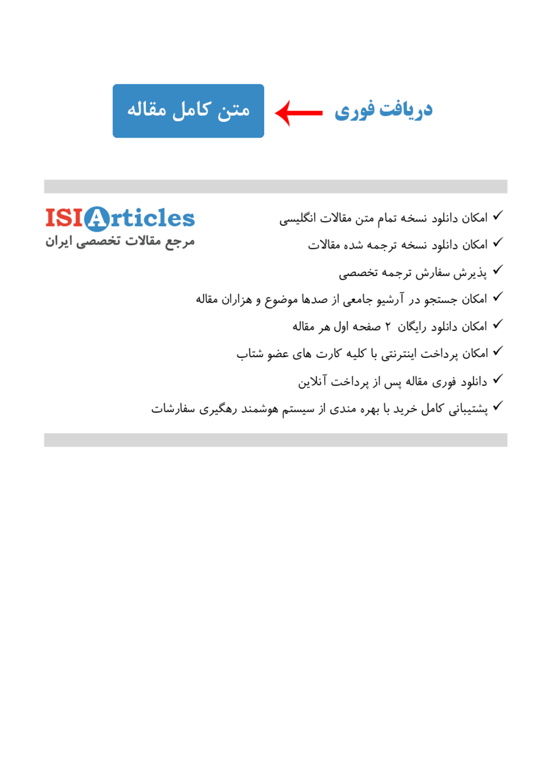دریافت فوری ← متن کامل مقاله

**ISIArticles**
مرجع مقالات تخصصی ایران

- ✓ امکان دانلود نسخه تمام متن مقالات انگلیسی
- ✓ امکان دانلود نسخه ترجمه شده مقالات
- ✓ پذیرش سفارش ترجمه تخصصی
- ✓ امکان جستجو در آرشیو جامعی از صدها موضوع و هزاران مقاله
- ✓ امکان دانلود رایگان ۲ صفحه اول هر مقاله
- ✓ امکان پرداخت اینترنتی با کلیه کارت های عضو شتاب
- ✓ دانلود فوری مقاله پس از پرداخت آنلاین
- ✓ پشتیبانی کامل خرید با بهره مندی از سیستم هوشمند رهگیری سفارشات